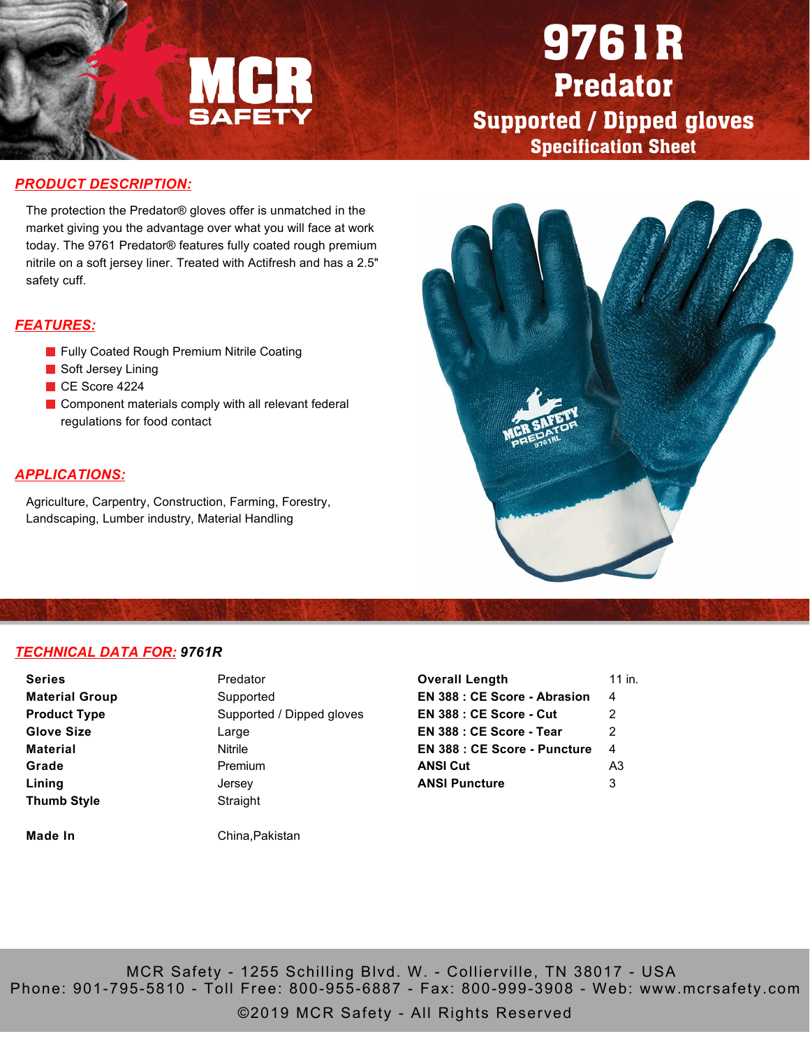# 9761R

## Predator

## Supported / Dipped gloves

### Specification Sheet

## PRODUCT DESCRIPTION:

The protection the Predator® gloves offer is unmatched in the market giving you the advantage over what you will face at work today. The 9761 Predator® features fully coated rough premium nitrile on a soft jersey liner. Treated with Actifresh and has a 2.5" safety cuff.

## FEATURES:

- Fully Coated Rough Premium Nitrile Coating
- Soft Jersey Lining
- CE Score 4224
- Component materials comply with all relevant federal regulations for food contact

## APPLICATIONS:

Agriculture, Carpentry, Construction, Farming, Forestry, Landscaping, Lumber industry, Material Handling

## TECHNICAL DATA FOR: *9761R*

| | | | |
|---|---|---|---|
| **Series** | Predator | **Overall Length** | 11 in. |
| **Material Group** | Supported | **EN 388 : CE Score - Abrasion** | 4 |
| **Product Type** | Supported / Dipped gloves | **EN 388 : CE Score - Cut** | 2 |
| **Glove Size** | Large | **EN 388 : CE Score - Tear** | 2 |
| **Material** | Nitrile | **EN 388 : CE Score - Puncture** | 4 |
| **Grade** | Premium | **ANSI Cut** | A3 |
| **Lining** | Jersey | **ANSI Puncture** | 3 |
| **Thumb Style** | Straight | | |
| **Made In** | China,Pakistan | | |

MCR Safety - 1255 Schilling Blvd. W. - Collierville, TN 38017 - USA
Phone: 901-795-5810 - Toll Free: 800-955-6887 - Fax: 800-999-3908 - Web: www.mcrsafety.com

©2019 MCR Safety - All Rights Reserved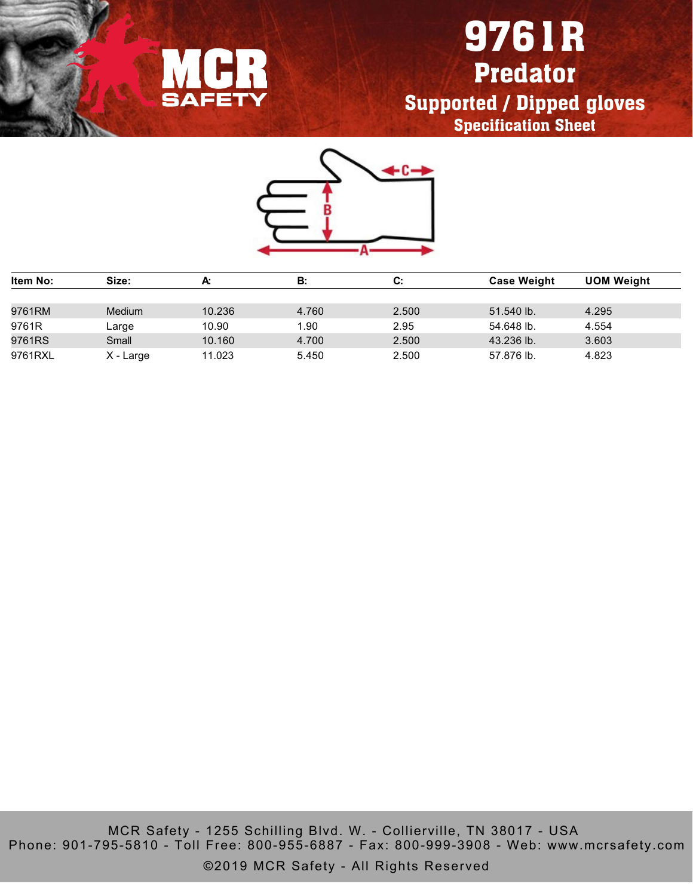# 9761R

## Predator

### Supported / Dipped gloves

### Specification Sheet

C
B
A

| Item No: | Size: | A: | B: | C: | Case Weight | UOM Weight |
|---|---|---|---|---|---|---|
| 9761RM | Medium | 10.236 | 4.760 | 2.500 | 51.540 lb. | 4.295 |
| 9761R | Large | 10.90 | 1.90 | 2.95 | 54.648 lb. | 4.554 |
| 9761RS | Small | 10.160 | 4.700 | 2.500 | 43.236 lb. | 3.603 |
| 9761RXL | X - Large | 11.023 | 5.450 | 2.500 | 57.876 lb. | 4.823 |

MCR Safety - 1255 Schilling Blvd. W. - Collierville, TN 38017 - USA
Phone: 901-795-5810 - Toll Free: 800-955-6887 - Fax: 800-999-3908 - Web: www.mcrsafety.com

©2019 MCR Safety - All Rights Reserved